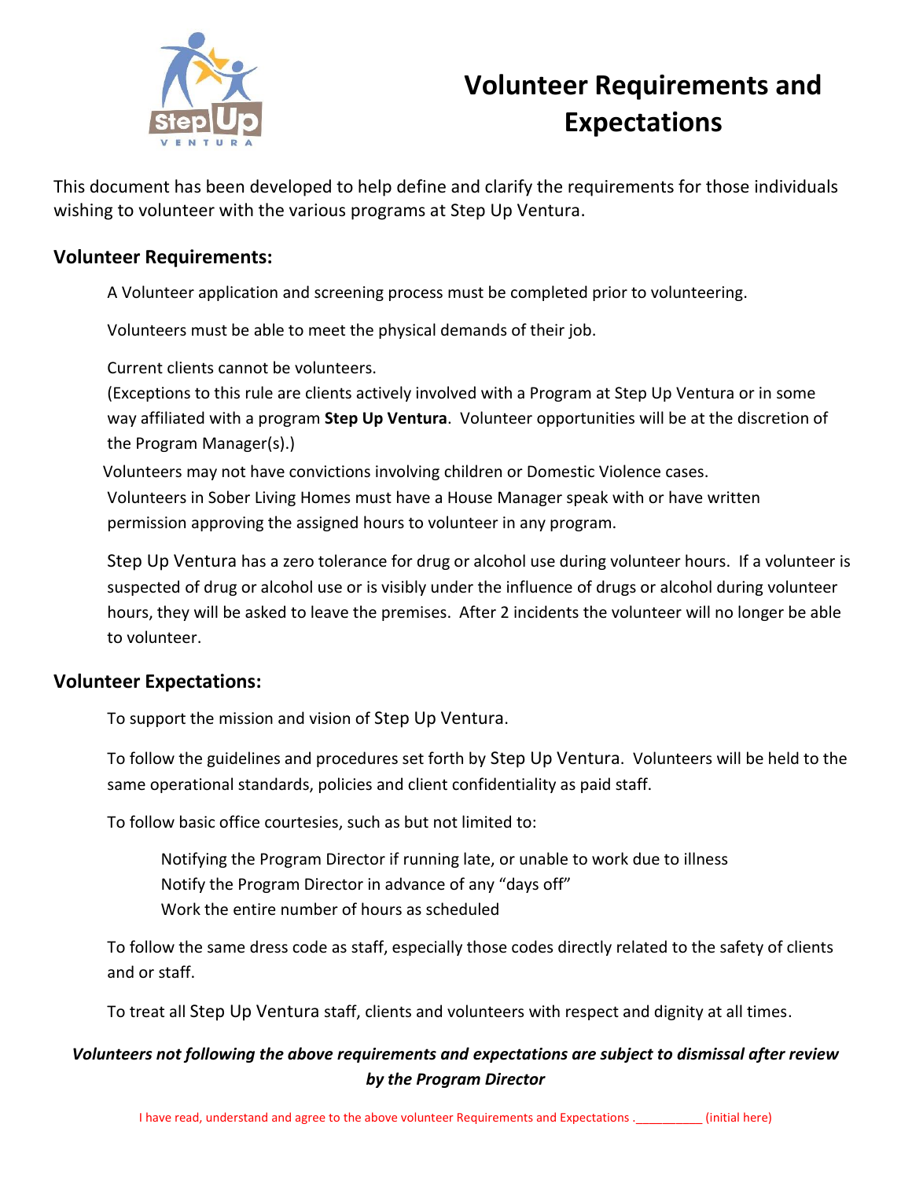# Volunteer Requirements and Expectations

This document has been developed to help define and clarify the requirements for those individuals wishing to volunteer with the various programs at Step Up Ventura.

## Volunteer Requirements:

A Volunteer application and screening process must be completed prior to volunteering.

Volunteers must be able to meet the physical demands of their job.

Current clients cannot be volunteers.
(Exceptions to this rule are clients actively involved with a Program at Step Up Ventura or in some way affiliated with a program **Step Up Ventura**. Volunteer opportunities will be at the discretion of the Program Manager(s).)

Volunteers may not have convictions involving children or Domestic Violence cases.

Volunteers in Sober Living Homes must have a House Manager speak with or have written permission approving the assigned hours to volunteer in any program.

Step Up Ventura has a zero tolerance for drug or alcohol use during volunteer hours. If a volunteer is suspected of drug or alcohol use or is visibly under the influence of drugs or alcohol during volunteer hours, they will be asked to leave the premises. After 2 incidents the volunteer will no longer be able to volunteer.

## Volunteer Expectations:

To support the mission and vision of Step Up Ventura.

To follow the guidelines and procedures set forth by Step Up Ventura. Volunteers will be held to the same operational standards, policies and client confidentiality as paid staff.

To follow basic office courtesies, such as but not limited to:

- Notifying the Program Director if running late, or unable to work due to illness
- Notify the Program Director in advance of any "days off"
- Work the entire number of hours as scheduled

To follow the same dress code as staff, especially those codes directly related to the safety of clients and or staff.

To treat all Step Up Ventura staff, clients and volunteers with respect and dignity at all times.

***Volunteers not following the above requirements and expectations are subject to dismissal after review by the Program Director***

I have read, understand and agree to the above volunteer Requirements and Expectations .__________ (initial here)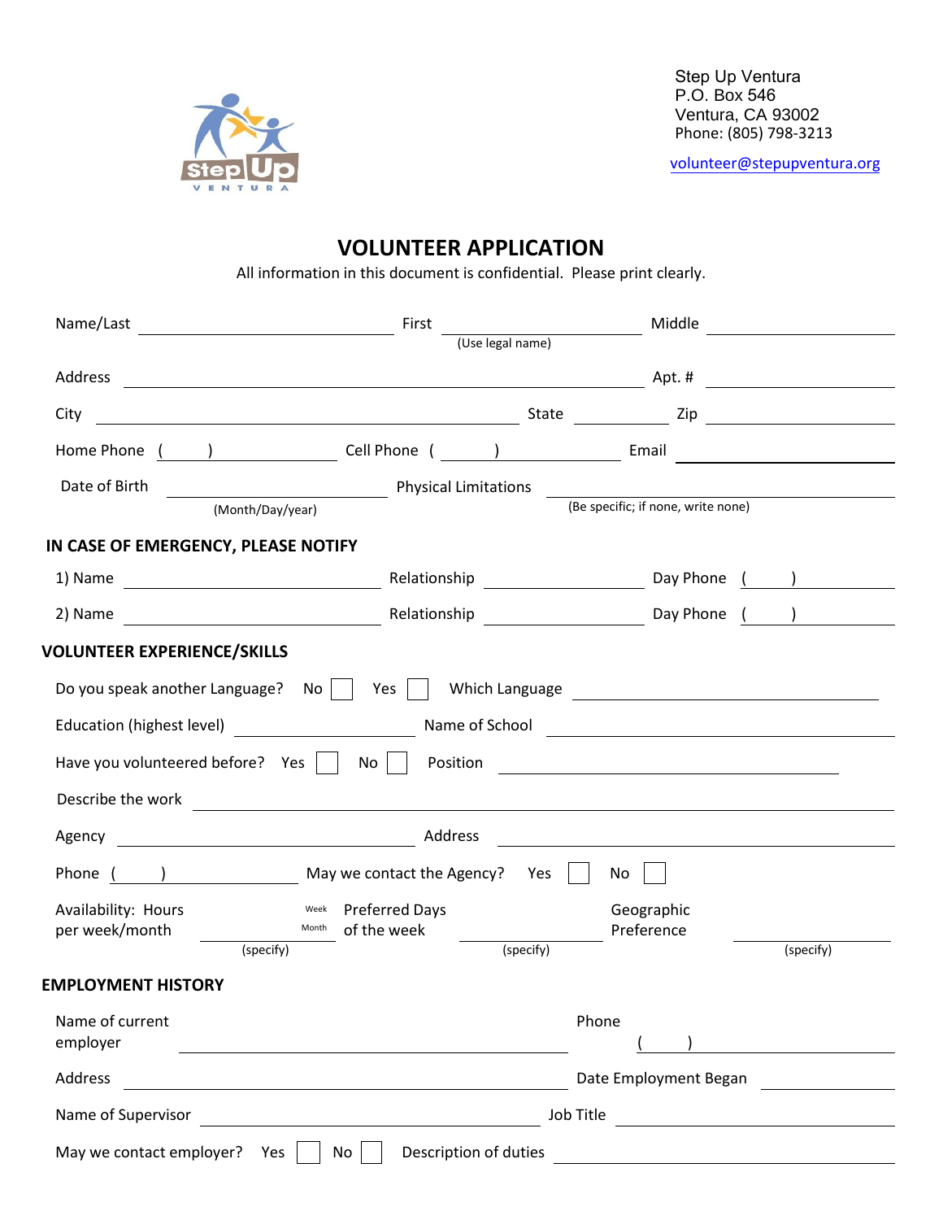Step Up Ventura
P.O. Box 546
Ventura, CA 93002
Phone: (805) 798-3213

volunteer@stepupventura.org

# VOLUNTEER APPLICATION

All information in this document is confidential. Please print clearly.

Name/Last ______________________ First ______________________ Middle ______________________
(Use legal name)

Address ____________________________________________ Apt. # ____________

City ______________________________ State __________ Zip ______________

Home Phone ( ) ______________ Cell Phone ( ) ______________ Email ______________________

Date of Birth ______________________ Physical Limitations ______________________________
(Month/Day/year) (Be specific; if none, write none)

## IN CASE OF EMERGENCY, PLEASE NOTIFY

1) Name ______________________ Relationship ______________ Day Phone ( ) ______________

2) Name ______________________ Relationship ______________ Day Phone ( ) ______________

## VOLUNTEER EXPERIENCE/SKILLS

Do you speak another Language? No ☐ Yes ☐ Which Language ______________________________

Education (highest level) ______________ Name of School ______________________________

Have you volunteered before? Yes ☐ No ☐ Position ______________________________

Describe the work ____________________________________________________________

Agency ______________________ Address ______________________________

Phone ( ) ______________ May we contact the Agency? Yes ☐ No ☐

Availability: Hours per week/month ______________ Week Month (specify) Preferred Days of the week ______________ (specify) Geographic Preference ______________ (specify)

## EMPLOYMENT HISTORY

Name of current employer ______________________________ Phone ( ) ______________

Address ______________________________ Date Employment Began ______________

Name of Supervisor ______________________ Job Title ______________________

May we contact employer? Yes ☐ No ☐ Description of duties ______________________________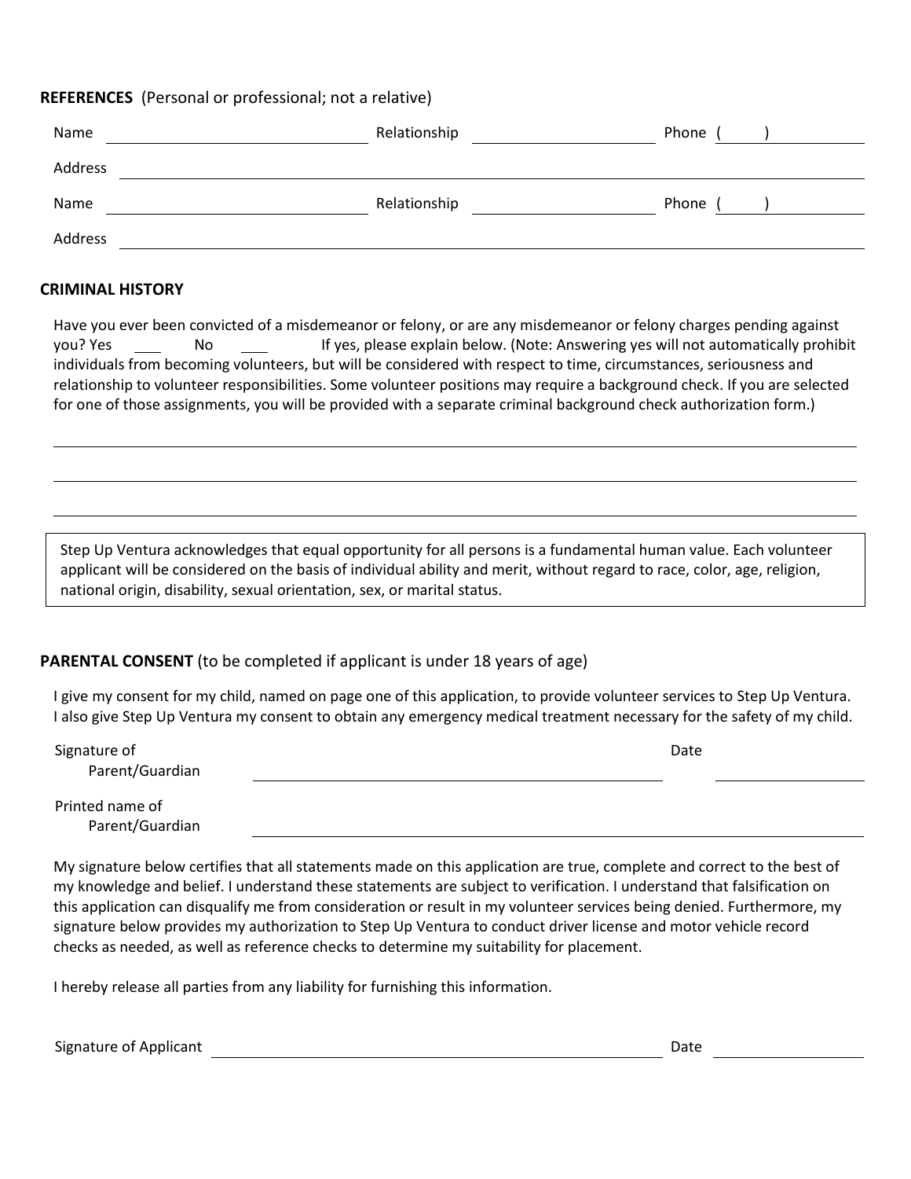**REFERENCES** (Personal or professional; not a relative)

Name ______________________ Relationship ______________________ Phone ( ) ______________

Address ______________________________________________________________

Name ______________________ Relationship ______________________ Phone ( ) ______________

Address ______________________________________________________________

**CRIMINAL HISTORY**

Have you ever been convicted of a misdemeanor or felony, or are any misdemeanor or felony charges pending against you? Yes ___ No ___ If yes, please explain below. (Note: Answering yes will not automatically prohibit individuals from becoming volunteers, but will be considered with respect to time, circumstances, seriousness and relationship to volunteer responsibilities. Some volunteer positions may require a background check. If you are selected for one of those assignments, you will be provided with a separate criminal background check authorization form.)

______________________________________________________________

______________________________________________________________

______________________________________________________________

> Step Up Ventura acknowledges that equal opportunity for all persons is a fundamental human value. Each volunteer applicant will be considered on the basis of individual ability and merit, without regard to race, color, age, religion, national origin, disability, sexual orientation, sex, or marital status.

**PARENTAL CONSENT** (to be completed if applicant is under 18 years of age)

I give my consent for my child, named on page one of this application, to provide volunteer services to Step Up Ventura. I also give Step Up Ventura my consent to obtain any emergency medical treatment necessary for the safety of my child.

Signature of Parent/Guardian ______________________________ Date ______________

Printed name of Parent/Guardian ______________________________

My signature below certifies that all statements made on this application are true, complete and correct to the best of my knowledge and belief. I understand these statements are subject to verification. I understand that falsification on this application can disqualify me from consideration or result in my volunteer services being denied. Furthermore, my signature below provides my authorization to Step Up Ventura to conduct driver license and motor vehicle record checks as needed, as well as reference checks to determine my suitability for placement.

I hereby release all parties from any liability for furnishing this information.

Signature of Applicant ______________________________ Date ______________